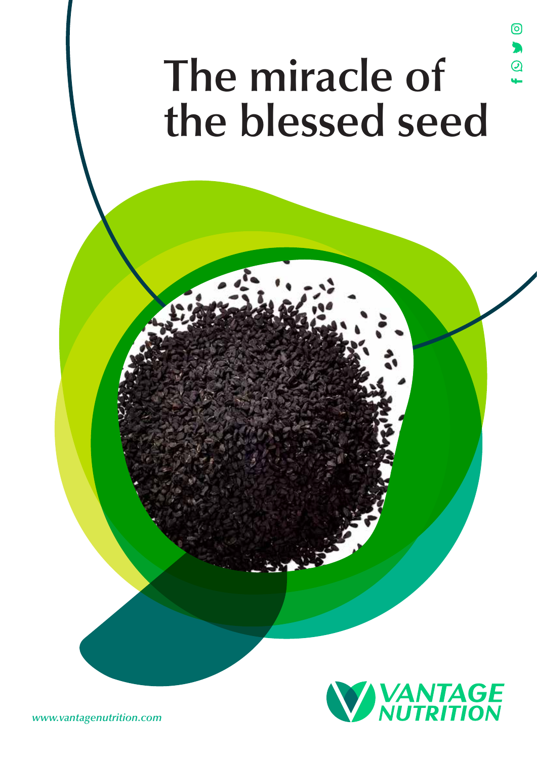# The miracle of the blessed seed

VANTAGE NUTRITION

*www.vantagenutrition.com*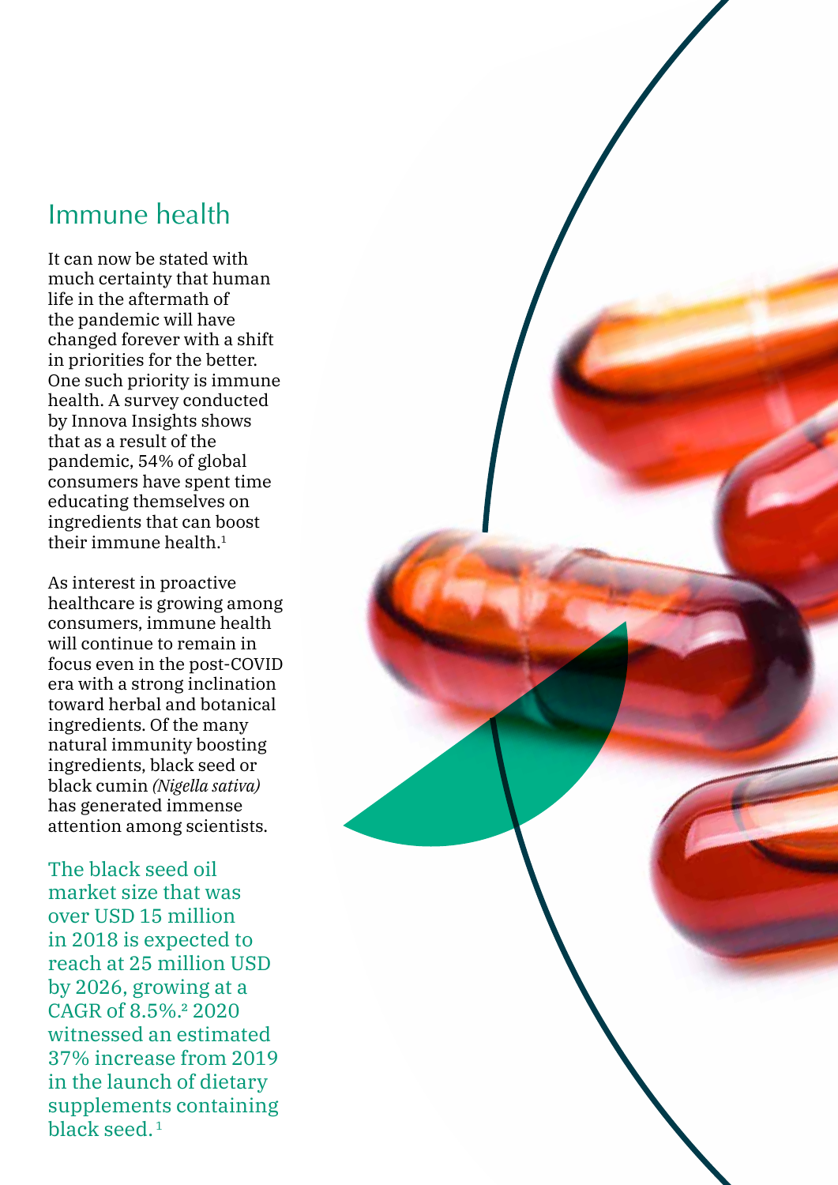## Immune health

It can now be stated with much certainty that human life in the aftermath of the pandemic will have changed forever with a shift in priorities for the better. One such priority is immune health. A survey conducted by Innova Insights shows that as a result of the pandemic, 54% of global consumers have spent time educating themselves on ingredients that can boost their immune health.[1]

As interest in proactive healthcare is growing among consumers, immune health will continue to remain in focus even in the post-COVID era with a strong inclination toward herbal and botanical ingredients. Of the many natural immunity boosting ingredients, black seed or black cumin *(Nigella sativa)* has generated immense attention among scientists.

The black seed oil market size that was over USD 15 million in 2018 is expected to reach at 25 million USD by 2026, growing at a CAGR of 8.5%.[2] 2020 witnessed an estimated 37% increase from 2019 in the launch of dietary supplements containing black seed.[1]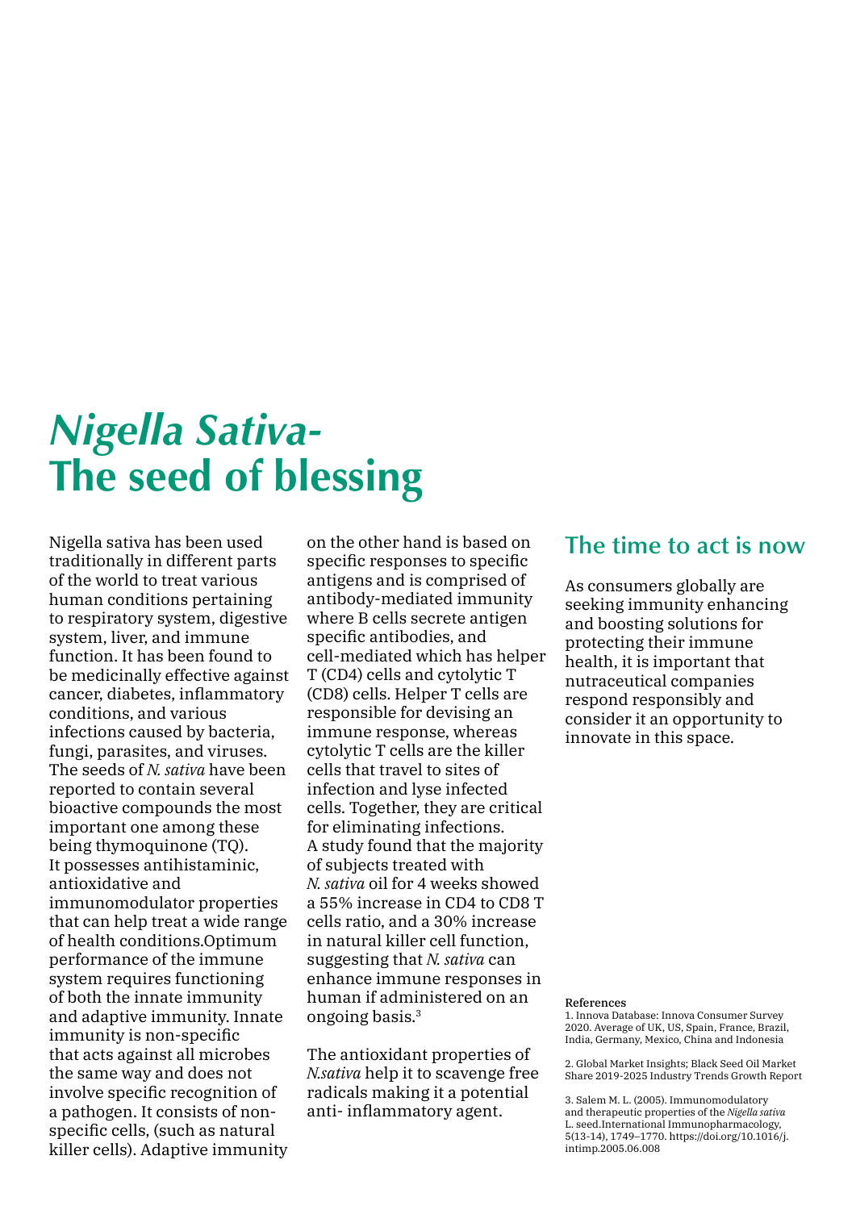# *Nigella Sativa*- The seed of blessing

Nigella sativa has been used traditionally in different parts of the world to treat various human conditions pertaining to respiratory system, digestive system, liver, and immune function. It has been found to be medicinally effective against cancer, diabetes, inflammatory conditions, and various infections caused by bacteria, fungi, parasites, and viruses. The seeds of *N. sativa* have been reported to contain several bioactive compounds the most important one among these being thymoquinone (TQ). It possesses antihistaminic, antioxidative and immunomodulator properties that can help treat a wide range of health conditions.Optimum performance of the immune system requires functioning of both the innate immunity and adaptive immunity. Innate immunity is non-specific that acts against all microbes the same way and does not involve specific recognition of a pathogen. It consists of non-specific cells, (such as natural killer cells). Adaptive immunity on the other hand is based on specific responses to specific antigens and is comprised of antibody-mediated immunity where B cells secrete antigen specific antibodies, and cell-mediated which has helper T (CD4) cells and cytolytic T (CD8) cells. Helper T cells are responsible for devising an immune response, whereas cytolytic T cells are the killer cells that travel to sites of infection and lyse infected cells. Together, they are critical for eliminating infections. A study found that the majority of subjects treated with *N. sativa* oil for 4 weeks showed a 55% increase in CD4 to CD8 T cells ratio, and a 30% increase in natural killer cell function, suggesting that *N. sativa* can enhance immune responses in human if administered on an ongoing basis.[3]

The antioxidant properties of *N.sativa* help it to scavenge free radicals making it a potential anti- inflammatory agent.

## The time to act is now

As consumers globally are seeking immunity enhancing and boosting solutions for protecting their immune health, it is important that nutraceutical companies respond responsibly and consider it an opportunity to innovate in this space.

**References**

1. Innova Database: Innova Consumer Survey 2020. Average of UK, US, Spain, France, Brazil, India, Germany, Mexico, China and Indonesia

2. Global Market Insights; Black Seed Oil Market Share 2019-2025 Industry Trends Growth Report

3. Salem M. L. (2005). Immunomodulatory and therapeutic properties of the *Nigella sativa* L. seed.International Immunopharmacology, 5(13-14), 1749–1770. https://doi.org/10.1016/j.intimp.2005.06.008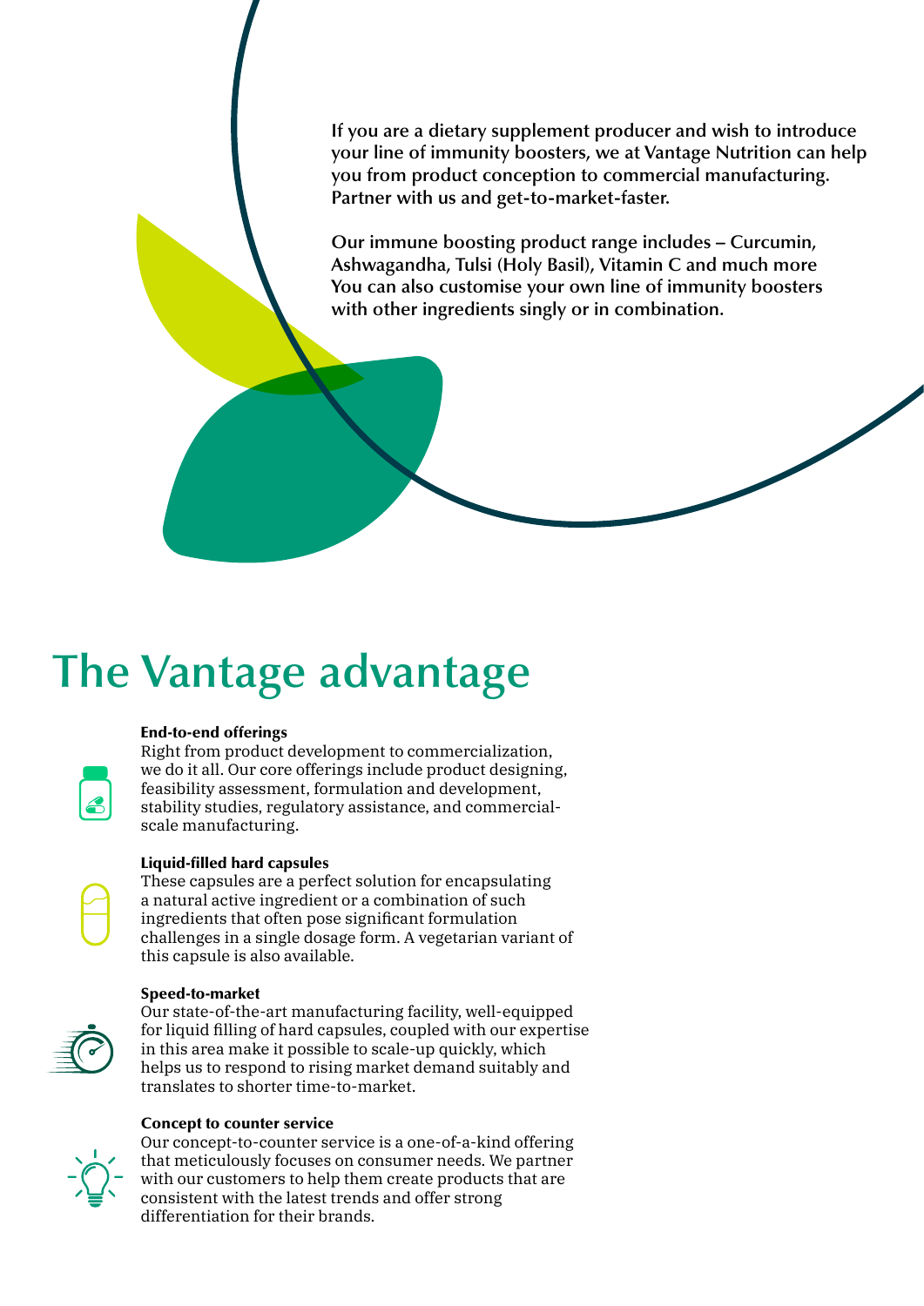**If you are a dietary supplement producer and wish to introduce your line of immunity boosters, we at Vantage Nutrition can help you from product conception to commercial manufacturing. Partner with us and get-to-market-faster.**

**Our immune boosting product range includes – Curcumin, Ashwagandha, Tulsi (Holy Basil), Vitamin C and much more You can also customise your own line of immunity boosters with other ingredients singly or in combination.**

# The Vantage advantage

**End-to-end offerings**
Right from product development to commercialization, we do it all. Our core offerings include product designing, feasibility assessment, formulation and development, stability studies, regulatory assistance, and commercial-scale manufacturing.

**Liquid-filled hard capsules**
These capsules are a perfect solution for encapsulating a natural active ingredient or a combination of such ingredients that often pose significant formulation challenges in a single dosage form. A vegetarian variant of this capsule is also available.

**Speed-to-market**
Our state-of-the-art manufacturing facility, well-equipped for liquid filling of hard capsules, coupled with our expertise in this area make it possible to scale-up quickly, which helps us to respond to rising market demand suitably and translates to shorter time-to-market.

**Concept to counter service**
Our concept-to-counter service is a one-of-a-kind offering that meticulously focuses on consumer needs. We partner with our customers to help them create products that are consistent with the latest trends and offer strong differentiation for their brands.